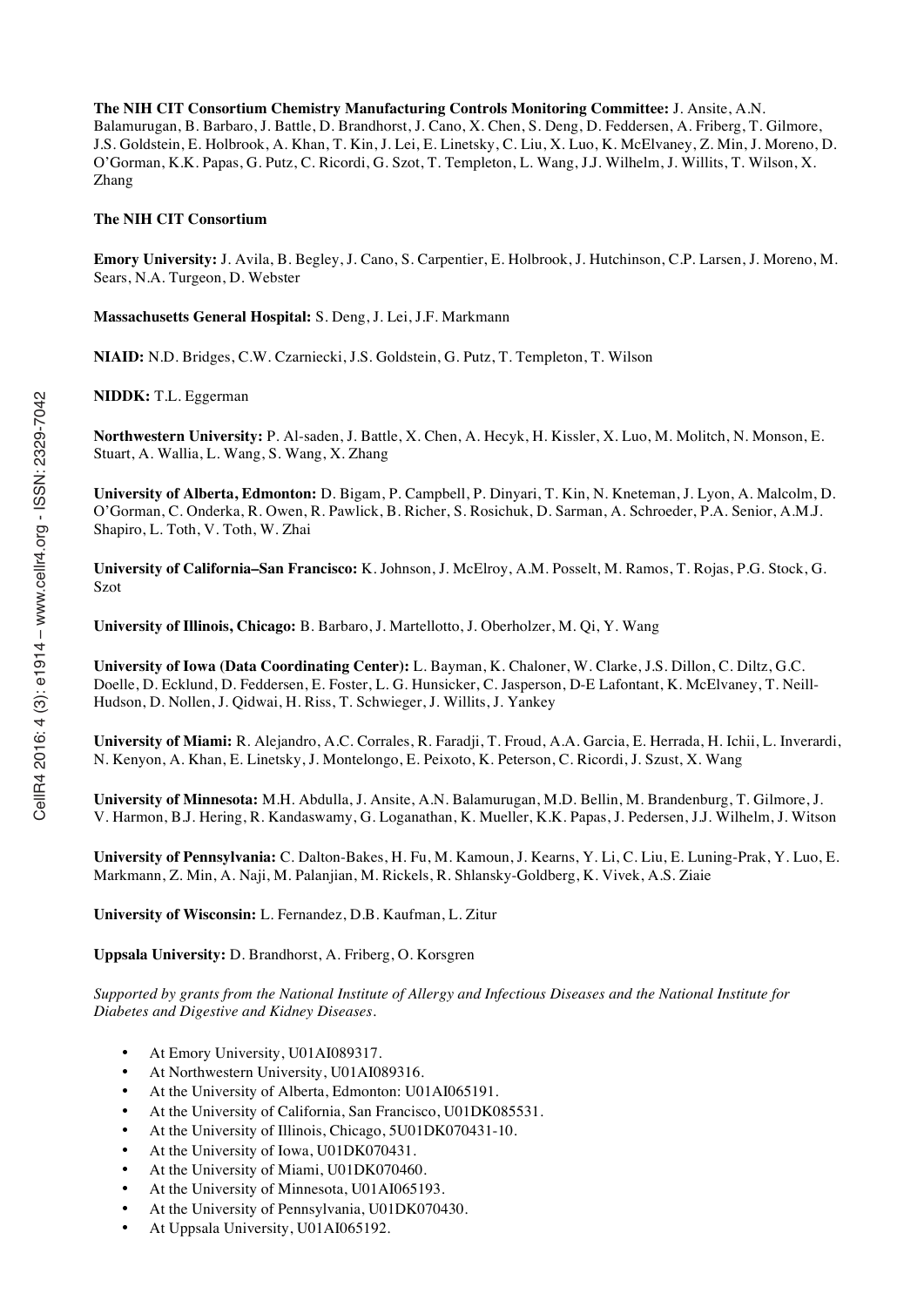**The NIH CIT Consortium Chemistry Manufacturing Controls Monitoring Committee:** J. Ansite, A.N. Balamurugan, B. Barbaro, J. Battle, D. Brandhorst, J. Cano, X. Chen, S. Deng, D. Feddersen, A. Friberg, T. Gilmore, J.S. Goldstein, E. Holbrook, A. Khan, T. Kin, J. Lei, E. Linetsky, C. Liu, X. Luo, K. McElvaney, Z. Min, J. Moreno, D. O'Gorman, K.K. Papas, G. Putz, C. Ricordi, G. Szot, T. Templeton, L. Wang, J.J. Wilhelm, J. Willits, T. Wilson, X. Zhang

**The NIH CIT Consortium**

**Emory University:** J. Avila, B. Begley, J. Cano, S. Carpentier, E. Holbrook, J. Hutchinson, C.P. Larsen, J. Moreno, M. Sears, N.A. Turgeon, D. Webster

**Massachusetts General Hospital:** S. Deng, J. Lei, J.F. Markmann

**NIAID:** N.D. Bridges, C.W. Czarniecki, J.S. Goldstein, G. Putz, T. Templeton, T. Wilson

**NIDDK:** T.L. Eggerman

**Northwestern University:** P. Al-saden, J. Battle, X. Chen, A. Hecyk, H. Kissler, X. Luo, M. Molitch, N. Monson, E. Stuart, A. Wallia, L. Wang, S. Wang, X. Zhang

**University of Alberta, Edmonton:** D. Bigam, P. Campbell, P. Dinyari, T. Kin, N. Kneteman, J. Lyon, A. Malcolm, D. O'Gorman, C. Onderka, R. Owen, R. Pawlick, B. Richer, S. Rosichuk, D. Sarman, A. Schroeder, P.A. Senior, A.M.J. Shapiro, L. Toth, V. Toth, W. Zhai

**University of California–San Francisco:** K. Johnson, J. McElroy, A.M. Posselt, M. Ramos, T. Rojas, P.G. Stock, G. Szot

**University of Illinois, Chicago:** B. Barbaro, J. Martellotto, J. Oberholzer, M. Qi, Y. Wang

**University of Iowa (Data Coordinating Center):** L. Bayman, K. Chaloner, W. Clarke, J.S. Dillon, C. Diltz, G.C. Doelle, D. Ecklund, D. Feddersen, E. Foster, L. G. Hunsicker, C. Jasperson, D-E Lafontant, K. McElvaney, T. Neill-Hudson, D. Nollen, J. Qidwai, H. Riss, T. Schwieger, J. Willits, J. Yankey

**University of Miami:** R. Alejandro, A.C. Corrales, R. Faradji, T. Froud, A.A. Garcia, E. Herrada, H. Ichii, L. Inverardi, N. Kenyon, A. Khan, E. Linetsky, J. Montelongo, E. Peixoto, K. Peterson, C. Ricordi, J. Szust, X. Wang

**University of Minnesota:** M.H. Abdulla, J. Ansite, A.N. Balamurugan, M.D. Bellin, M. Brandenburg, T. Gilmore, J. V. Harmon, B.J. Hering, R. Kandaswamy, G. Loganathan, K. Mueller, K.K. Papas, J. Pedersen, J.J. Wilhelm, J. Witson

**University of Pennsylvania:** C. Dalton-Bakes, H. Fu, M. Kamoun, J. Kearns, Y. Li, C. Liu, E. Luning-Prak, Y. Luo, E. Markmann, Z. Min, A. Naji, M. Palanjian, M. Rickels, R. Shlansky-Goldberg, K. Vivek, A.S. Ziaie

**University of Wisconsin:** L. Fernandez, D.B. Kaufman, L. Zitur

**Uppsala University:** D. Brandhorst, A. Friberg, O. Korsgren

*Supported by grants from the National Institute of Allergy and Infectious Diseases and the National Institute for Diabetes and Digestive and Kidney Diseases.*

- At Emory University, U01AI089317.
- At Northwestern University, U01AI089316.
- At the University of Alberta, Edmonton: U01AI065191.
- At the University of California, San Francisco, U01DK085531.
- At the University of Illinois, Chicago, 5U01DK070431-10.
- At the University of Iowa, U01DK070431.
- At the University of Miami, U01DK070460.
- At the University of Minnesota, U01AI065193.
- At the University of Pennsylvania, U01DK070430.
- At Uppsala University, U01AI065192.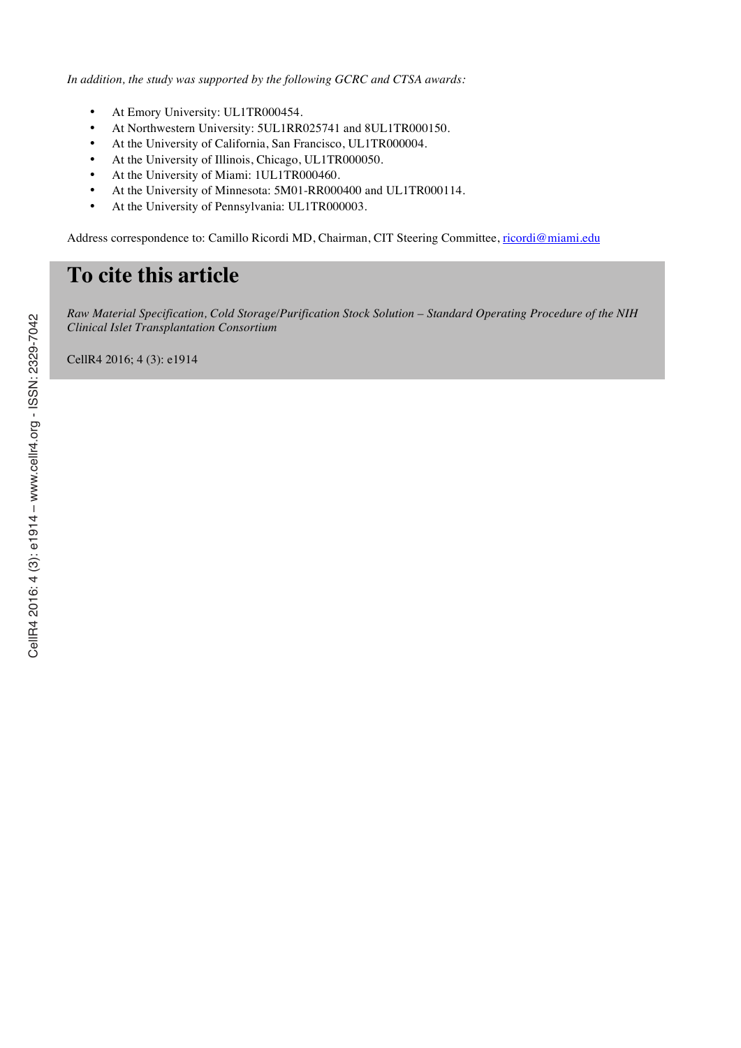*In addition, the study was supported by the following GCRC and CTSA awards:*

- At Emory University: UL1TR000454.
- At Northwestern University: 5UL1RR025741 and 8UL1TR000150.
- At the University of California, San Francisco, UL1TR000004.
- At the University of Illinois, Chicago, UL1TR000050.
- At the University of Miami: 1UL1TR000460.
- At the University of Minnesota: 5M01-RR000400 and UL1TR000114.
- At the University of Pennsylvania: UL1TR000003.

Address correspondence to: Camillo Ricordi MD, Chairman, CIT Steering Committee, ricordi@miami.edu

# To cite this article

*Raw Material Specification, Cold Storage/Purification Stock Solution – Standard Operating Procedure of the NIH Clinical Islet Transplantation Consortium*

CellR4 2016; 4 (3): e1914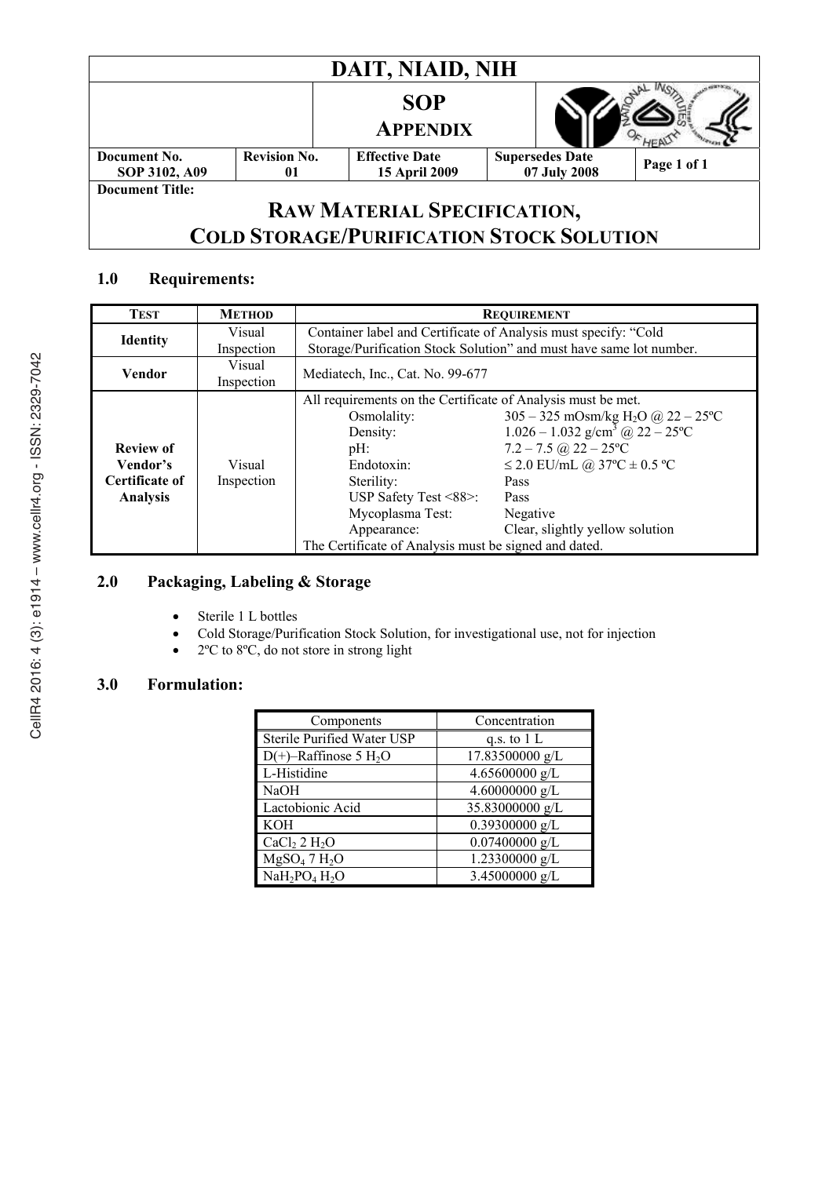| DAIT, NIAID, NIH | | | | |
|---|---|---|---|---|
| | SOP APPENDIX | | | |
| **Document No.** SOP 3102, A09 | **Revision No.** 01 | **Effective Date** 15 April 2009 | **Supersedes Date** 07 July 2008 | **Page 1 of 1** |

**Document Title:**

# RAW MATERIAL SPECIFICATION, COLD STORAGE/PURIFICATION STOCK SOLUTION

## 1.0 Requirements:

| TEST | METHOD | REQUIREMENT |
|---|---|---|
| **Identity** | Visual Inspection | Container label and Certificate of Analysis must specify: "Cold Storage/Purification Stock Solution" and must have same lot number. |
| **Vendor** | Visual Inspection | Mediatech, Inc., Cat. No. 99-677 |
| **Review of Vendor's Certificate of Analysis** | Visual Inspection | All requirements on the Certificate of Analysis must be met.<br>Osmolality: 305 – 325 mOsm/kg $H_2O$ @ 22 – 25ºC<br>Density: 1.026 – 1.032 g/cm$^3$ @ 22 – 25ºC<br>pH: 7.2 – 7.5 @ 22 – 25ºC<br>Endotoxin: ≤ 2.0 EU/mL @ 37ºC ± 0.5 ºC<br>Sterility: Pass<br>USP Safety Test <88>: Pass<br>Mycoplasma Test: Negative<br>Appearance: Clear, slightly yellow solution<br>The Certificate of Analysis must be signed and dated. |

## 2.0 Packaging, Labeling & Storage

- Sterile 1 L bottles
- Cold Storage/Purification Stock Solution, for investigational use, not for injection
- 2ºC to 8ºC, do not store in strong light

## 3.0 Formulation:

| Components | Concentration |
|---|---|
| Sterile Purified Water USP | q.s. to 1 L |
| D(+)–Raffinose 5 $H_2O$ | 17.83500000 g/L |
| L-Histidine | 4.65600000 g/L |
| NaOH | 4.60000000 g/L |
| Lactobionic Acid | 35.83000000 g/L |
| KOH | 0.39300000 g/L |
| $CaCl_2$ 2 $H_2O$ | 0.07400000 g/L |
| $MgSO_4$ 7 $H_2O$ | 1.23300000 g/L |
| $NaH_2PO_4$ $H_2O$ | 3.45000000 g/L |